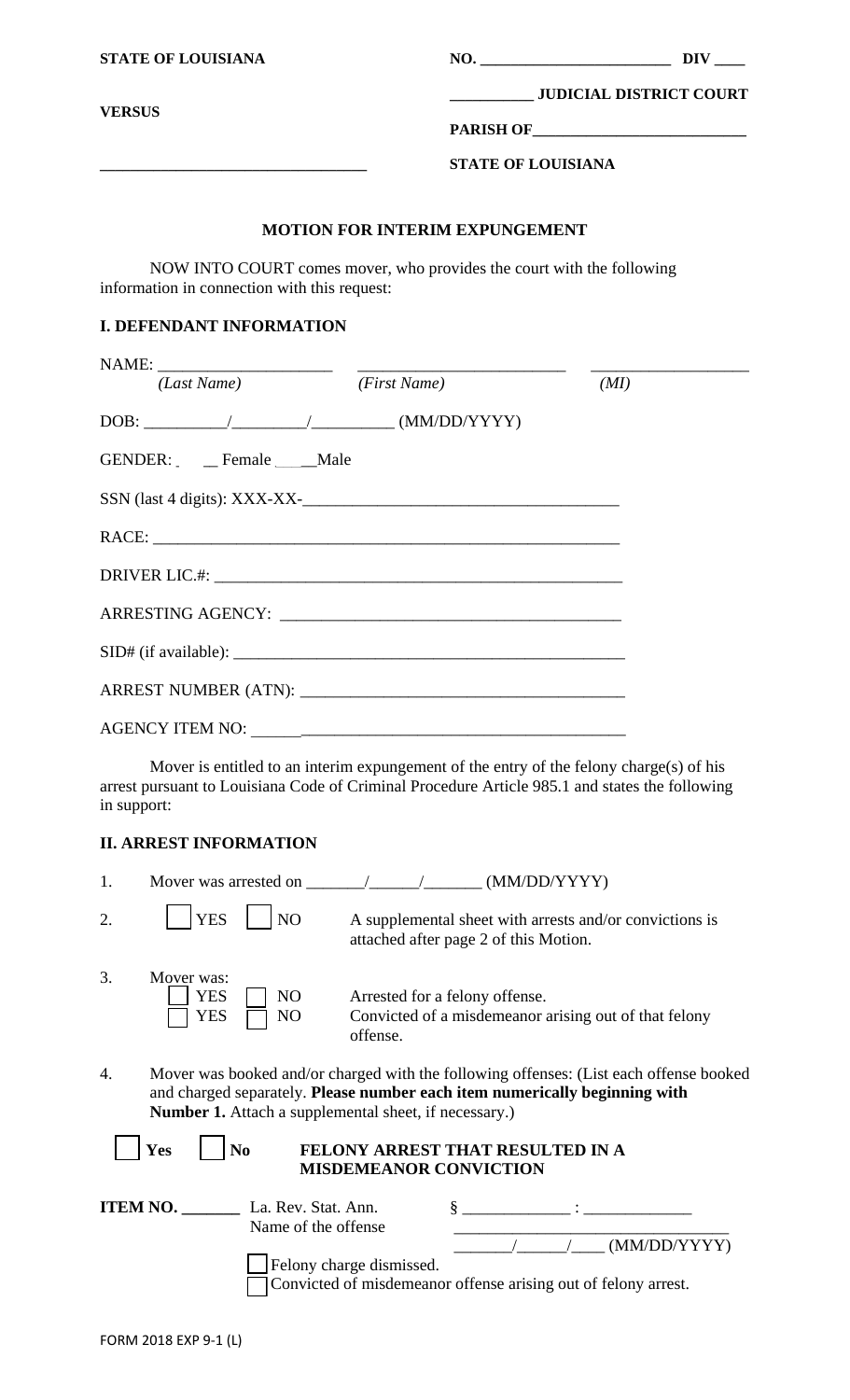**STATE OF LOUISIANA** | **NO. ________________________ DIV ____**

**__________ JUDICIAL DISTRICT COURT**

**VERSUS**

**PARISH OF__________________________**

**________________________________**

**STATE OF LOUISIANA**

## MOTION FOR INTERIM EXPUNGEMENT

NOW INTO COURT comes mover, who provides the court with the following information in connection with this request:

### I. DEFENDANT INFORMATION

NAME: ____________________ ________________________ __________________
*(Last Name)* *(First Name)* *(MI)*

DOB: _________/________/_________ (MM/DD/YYYY)

GENDER: ___ Female ____Male

SSN (last 4 digits): XXX-XX-___________________________________

RACE: _______________________________________________________

DRIVER LIC.#: _______________________________________________

ARRESTING AGENCY: __________________________________________

SID# (if available): _________________________________________

ARREST NUMBER (ATN): ______________________________________

AGENCY ITEM NO: ___________________________________________

Mover is entitled to an interim expungement of the entry of the felony charge(s) of his arrest pursuant to Louisiana Code of Criminal Procedure Article 985.1 and states the following in support:

### II. ARREST INFORMATION

1. Mover was arrested on _______/______/_______ (MM/DD/YYYY)

2. ☐ YES ☐ NO A supplemental sheet with arrests and/or convictions is attached after page 2 of this Motion.

3. Mover was:
   ☐ YES ☐ NO Arrested for a felony offense.
   ☐ YES ☐ NO Convicted of a misdemeanor arising out of that felony offense.

4. Mover was booked and/or charged with the following offenses: (List each offense booked and charged separately. **Please number each item numerically beginning with Number 1.** Attach a supplemental sheet, if necessary.)

☐ **Yes** ☐ **No** **FELONY ARREST THAT RESULTED IN A MISDEMEANOR CONVICTION**

**ITEM NO. _______** La. Rev. Stat. Ann. § _____________ : _____________
Name of the offense _________________________________
_______/______/____ (MM/DD/YYYY)

☐ Felony charge dismissed.
☐ Convicted of misdemeanor offense arising out of felony arrest.

FORM 2018 EXP 9-1 (L)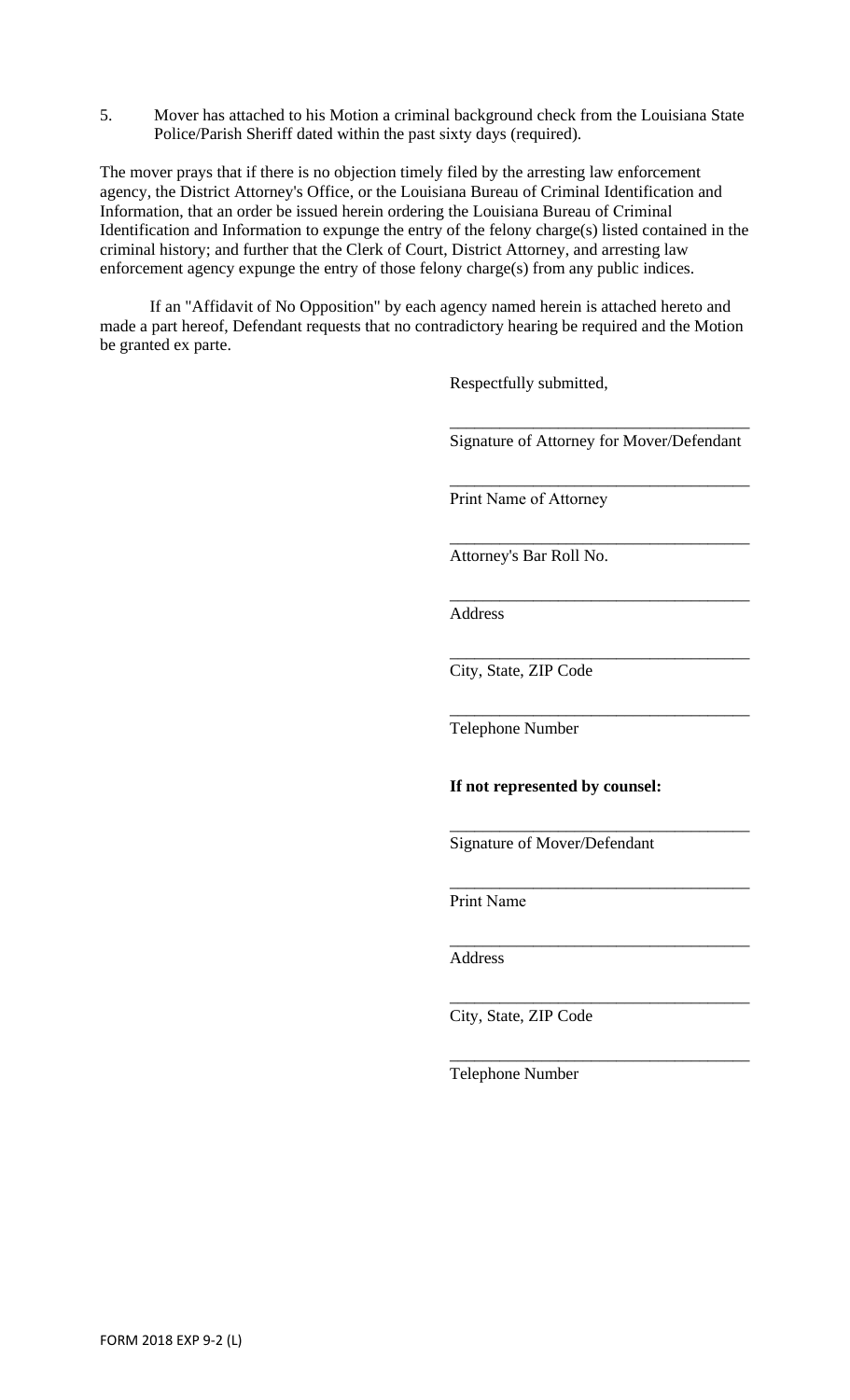5. Mover has attached to his Motion a criminal background check from the Louisiana State Police/Parish Sheriff dated within the past sixty days (required).

The mover prays that if there is no objection timely filed by the arresting law enforcement agency, the District Attorney's Office, or the Louisiana Bureau of Criminal Identification and Information, that an order be issued herein ordering the Louisiana Bureau of Criminal Identification and Information to expunge the entry of the felony charge(s) listed contained in the criminal history; and further that the Clerk of Court, District Attorney, and arresting law enforcement agency expunge the entry of those felony charge(s) from any public indices.

If an "Affidavit of No Opposition" by each agency named herein is attached hereto and made a part hereof, Defendant requests that no contradictory hearing be required and the Motion be granted ex parte.

Respectfully submitted,

____________________________________
Signature of Attorney for Mover/Defendant

____________________________________
Print Name of Attorney

____________________________________
Attorney's Bar Roll No.

____________________________________
Address

____________________________________
City, State, ZIP Code

____________________________________
Telephone Number

**If not represented by counsel:**

____________________________________
Signature of Mover/Defendant

____________________________________
Print Name

____________________________________
Address

____________________________________
City, State, ZIP Code

____________________________________
Telephone Number

FORM 2018 EXP 9-2 (L)